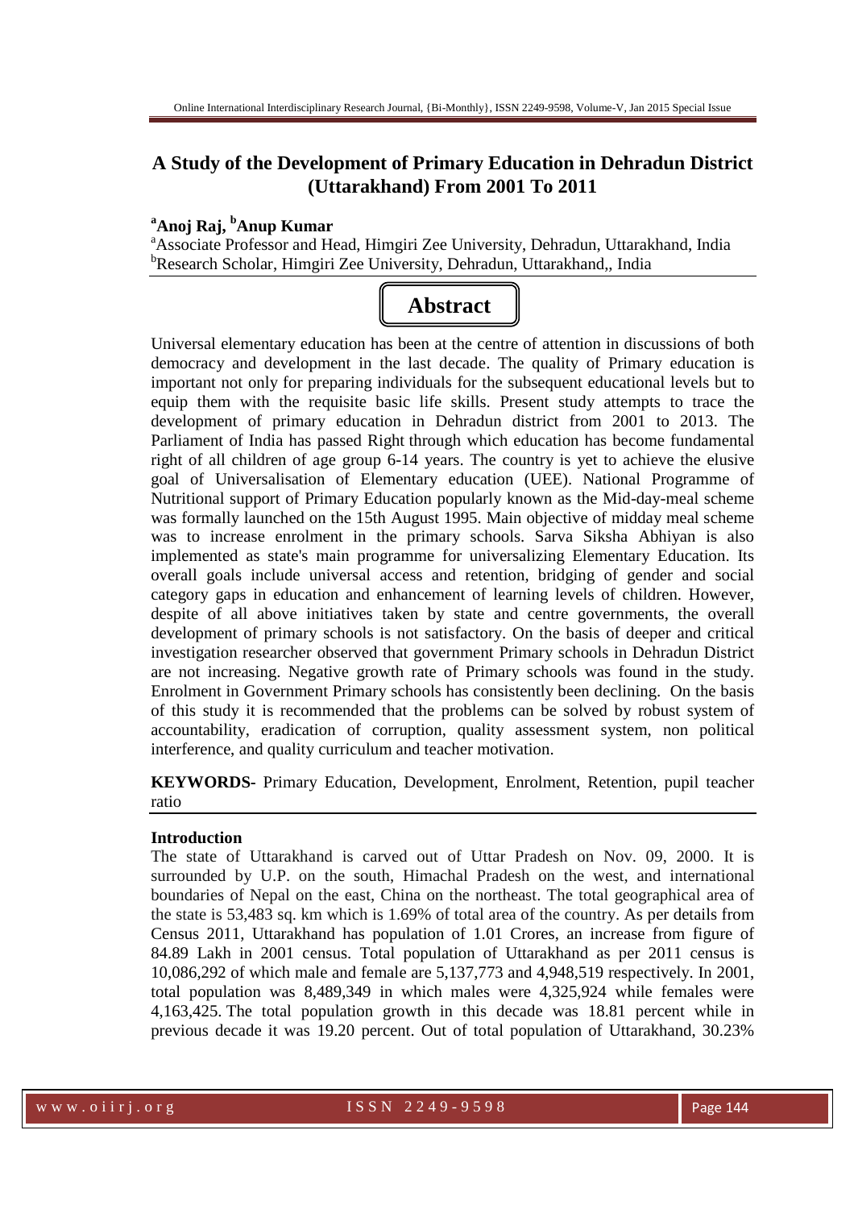# A Study of the Development of Primary Education in Dehradun District (Uttarakhand) From 2001 To 2011

**[a]Anoj Raj, [b]Anup Kumar**

[a]Associate Professor and Head, Himgiri Zee University, Dehradun, Uttarakhand, India
[b]Research Scholar, Himgiri Zee University, Dehradun, Uttarakhand,, India

## Abstract

Universal elementary education has been at the centre of attention in discussions of both democracy and development in the last decade. The quality of Primary education is important not only for preparing individuals for the subsequent educational levels but to equip them with the requisite basic life skills. Present study attempts to trace the development of primary education in Dehradun district from 2001 to 2013. The Parliament of India has passed Right through which education has become fundamental right of all children of age group 6-14 years. The country is yet to achieve the elusive goal of Universalisation of Elementary education (UEE). National Programme of Nutritional support of Primary Education popularly known as the Mid-day-meal scheme was formally launched on the 15th August 1995. Main objective of midday meal scheme was to increase enrolment in the primary schools. Sarva Siksha Abhiyan is also implemented as state's main programme for universalizing Elementary Education. Its overall goals include universal access and retention, bridging of gender and social category gaps in education and enhancement of learning levels of children. However, despite of all above initiatives taken by state and centre governments, the overall development of primary schools is not satisfactory. On the basis of deeper and critical investigation researcher observed that government Primary schools in Dehradun District are not increasing. Negative growth rate of Primary schools was found in the study. Enrolment in Government Primary schools has consistently been declining. On the basis of this study it is recommended that the problems can be solved by robust system of accountability, eradication of corruption, quality assessment system, non political interference, and quality curriculum and teacher motivation.

**KEYWORDS-** Primary Education, Development, Enrolment, Retention, pupil teacher ratio

### Introduction

The state of Uttarakhand is carved out of Uttar Pradesh on Nov. 09, 2000. It is surrounded by U.P. on the south, Himachal Pradesh on the west, and international boundaries of Nepal on the east, China on the northeast. The total geographical area of the state is 53,483 sq. km which is 1.69% of total area of the country. As per details from Census 2011, Uttarakhand has population of 1.01 Crores, an increase from figure of 84.89 Lakh in 2001 census. Total population of Uttarakhand as per 2011 census is 10,086,292 of which male and female are 5,137,773 and 4,948,519 respectively. In 2001, total population was 8,489,349 in which males were 4,325,924 while females were 4,163,425. The total population growth in this decade was 18.81 percent while in previous decade it was 19.20 percent. Out of total population of Uttarakhand, 30.23%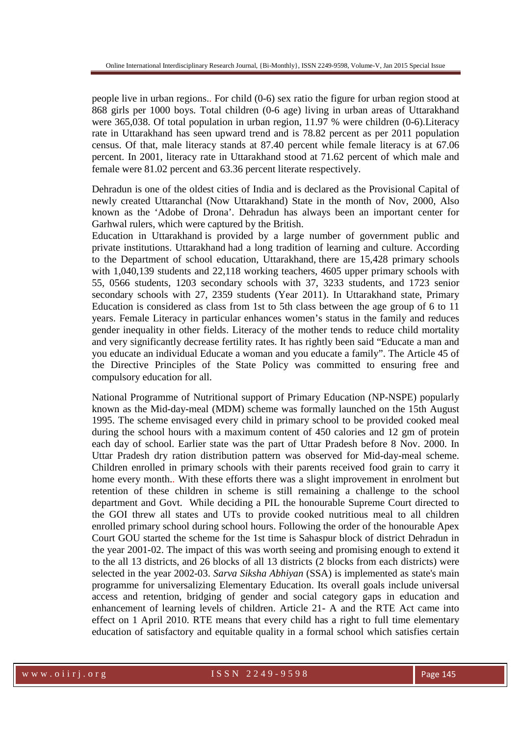people live in urban regions.. For child (0-6) sex ratio the figure for urban region stood at 868 girls per 1000 boys. Total children (0-6 age) living in urban areas of Uttarakhand were 365,038. Of total population in urban region, 11.97 % were children (0-6).Literacy rate in Uttarakhand has seen upward trend and is 78.82 percent as per 2011 population census. Of that, male literacy stands at 87.40 percent while female literacy is at 67.06 percent. In 2001, literacy rate in Uttarakhand stood at 71.62 percent of which male and female were 81.02 percent and 63.36 percent literate respectively.

Dehradun is one of the oldest cities of India and is declared as the Provisional Capital of newly created Uttaranchal (Now Uttarakhand) State in the month of Nov, 2000, Also known as the 'Adobe of Drona'. Dehradun has always been an important center for Garhwal rulers, which were captured by the British.

Education in Uttarakhand is provided by a large number of government public and private institutions. Uttarakhand had a long tradition of learning and culture. According to the Department of school education, Uttarakhand, there are 15,428 primary schools with 1,040,139 students and 22,118 working teachers, 4605 upper primary schools with 55, 0566 students, 1203 secondary schools with 37, 3233 students, and 1723 senior secondary schools with 27, 2359 students (Year 2011). In Uttarakhand state, Primary Education is considered as class from 1st to 5th class between the age group of 6 to 11 years. Female Literacy in particular enhances women's status in the family and reduces gender inequality in other fields. Literacy of the mother tends to reduce child mortality and very significantly decrease fertility rates. It has rightly been said "Educate a man and you educate an individual Educate a woman and you educate a family". The Article 45 of the Directive Principles of the State Policy was committed to ensuring free and compulsory education for all.

National Programme of Nutritional support of Primary Education (NP-NSPE) popularly known as the Mid-day-meal (MDM) scheme was formally launched on the 15th August 1995. The scheme envisaged every child in primary school to be provided cooked meal during the school hours with a maximum content of 450 calories and 12 gm of protein each day of school. Earlier state was the part of Uttar Pradesh before 8 Nov. 2000. In Uttar Pradesh dry ration distribution pattern was observed for Mid-day-meal scheme. Children enrolled in primary schools with their parents received food grain to carry it home every month.. With these efforts there was a slight improvement in enrolment but retention of these children in scheme is still remaining a challenge to the school department and Govt. While deciding a PIL the honourable Supreme Court directed to the GOI threw all states and UTs to provide cooked nutritious meal to all children enrolled primary school during school hours. Following the order of the honourable Apex Court GOU started the scheme for the 1st time is Sahaspur block of district Dehradun in the year 2001-02. The impact of this was worth seeing and promising enough to extend it to the all 13 districts, and 26 blocks of all 13 districts (2 blocks from each districts) were selected in the year 2002-03. *Sarva Siksha Abhiyan* (SSA) is implemented as state's main programme for universalizing Elementary Education. Its overall goals include universal access and retention, bridging of gender and social category gaps in education and enhancement of learning levels of children. Article 21- A and the RTE Act came into effect on 1 April 2010. RTE means that every child has a right to full time elementary education of satisfactory and equitable quality in a formal school which satisfies certain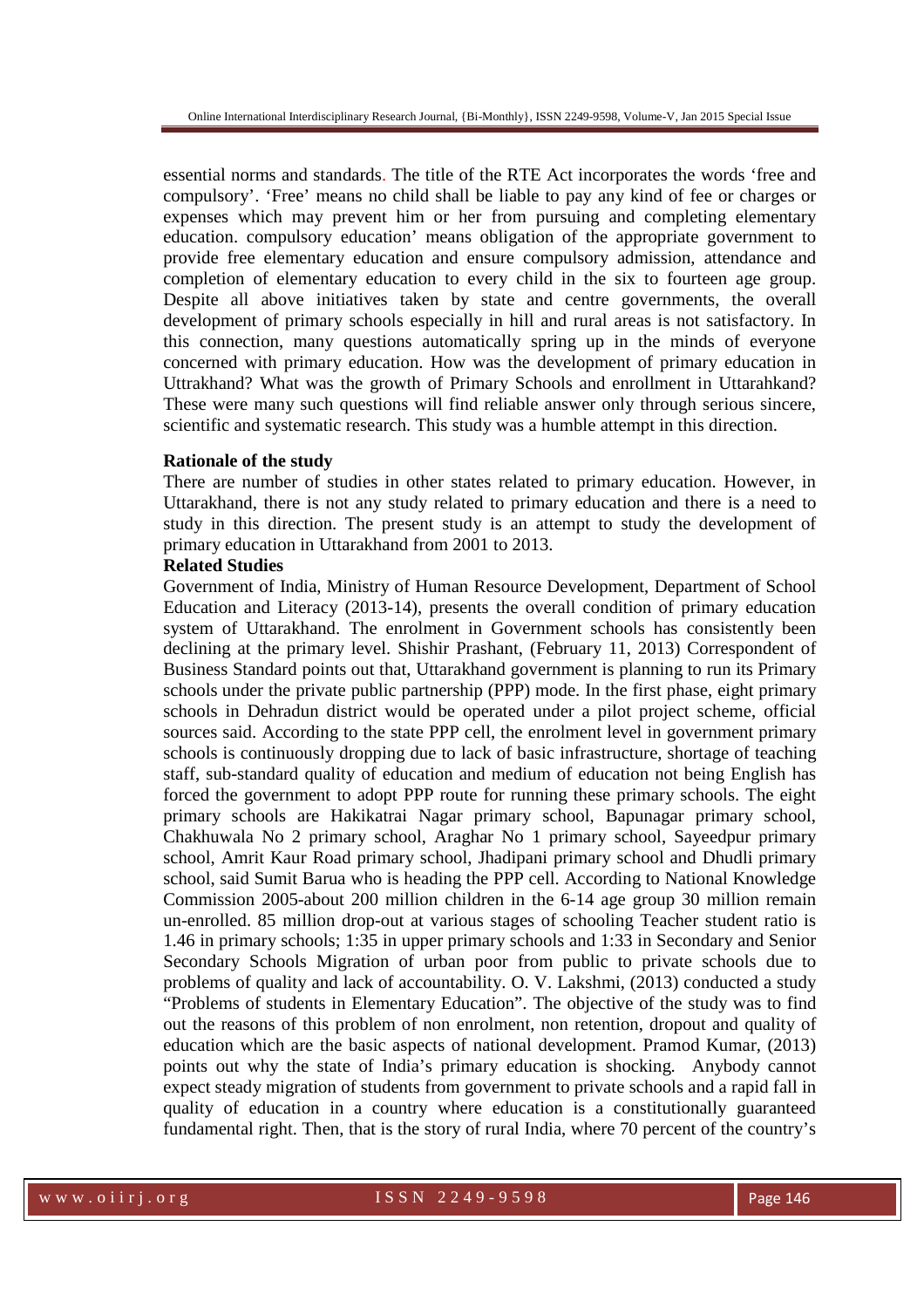essential norms and standards. The title of the RTE Act incorporates the words 'free and compulsory'. 'Free' means no child shall be liable to pay any kind of fee or charges or expenses which may prevent him or her from pursuing and completing elementary education. compulsory education' means obligation of the appropriate government to provide free elementary education and ensure compulsory admission, attendance and completion of elementary education to every child in the six to fourteen age group. Despite all above initiatives taken by state and centre governments, the overall development of primary schools especially in hill and rural areas is not satisfactory. In this connection, many questions automatically spring up in the minds of everyone concerned with primary education. How was the development of primary education in Uttrakhand? What was the growth of Primary Schools and enrollment in Uttarahkand? These were many such questions will find reliable answer only through serious sincere, scientific and systematic research. This study was a humble attempt in this direction.

**Rationale of the study**

There are number of studies in other states related to primary education. However, in Uttarakhand, there is not any study related to primary education and there is a need to study in this direction. The present study is an attempt to study the development of primary education in Uttarakhand from 2001 to 2013.

**Related Studies**

Government of India, Ministry of Human Resource Development, Department of School Education and Literacy (2013-14), presents the overall condition of primary education system of Uttarakhand. The enrolment in Government schools has consistently been declining at the primary level. Shishir Prashant, (February 11, 2013) Correspondent of Business Standard points out that, Uttarakhand government is planning to run its Primary schools under the private public partnership (PPP) mode. In the first phase, eight primary schools in Dehradun district would be operated under a pilot project scheme, official sources said. According to the state PPP cell, the enrolment level in government primary schools is continuously dropping due to lack of basic infrastructure, shortage of teaching staff, sub-standard quality of education and medium of education not being English has forced the government to adopt PPP route for running these primary schools. The eight primary schools are Hakikatrai Nagar primary school, Bapunagar primary school, Chakhuwala No 2 primary school, Araghar No 1 primary school, Sayeedpur primary school, Amrit Kaur Road primary school, Jhadipani primary school and Dhudli primary school, said Sumit Barua who is heading the PPP cell. According to National Knowledge Commission 2005-about 200 million children in the 6-14 age group 30 million remain un-enrolled. 85 million drop-out at various stages of schooling Teacher student ratio is 1.46 in primary schools; 1:35 in upper primary schools and 1:33 in Secondary and Senior Secondary Schools Migration of urban poor from public to private schools due to problems of quality and lack of accountability. O. V. Lakshmi, (2013) conducted a study "Problems of students in Elementary Education". The objective of the study was to find out the reasons of this problem of non enrolment, non retention, dropout and quality of education which are the basic aspects of national development. Pramod Kumar, (2013) points out why the state of India's primary education is shocking. Anybody cannot expect steady migration of students from government to private schools and a rapid fall in quality of education in a country where education is a constitutionally guaranteed fundamental right. Then, that is the story of rural India, where 70 percent of the country's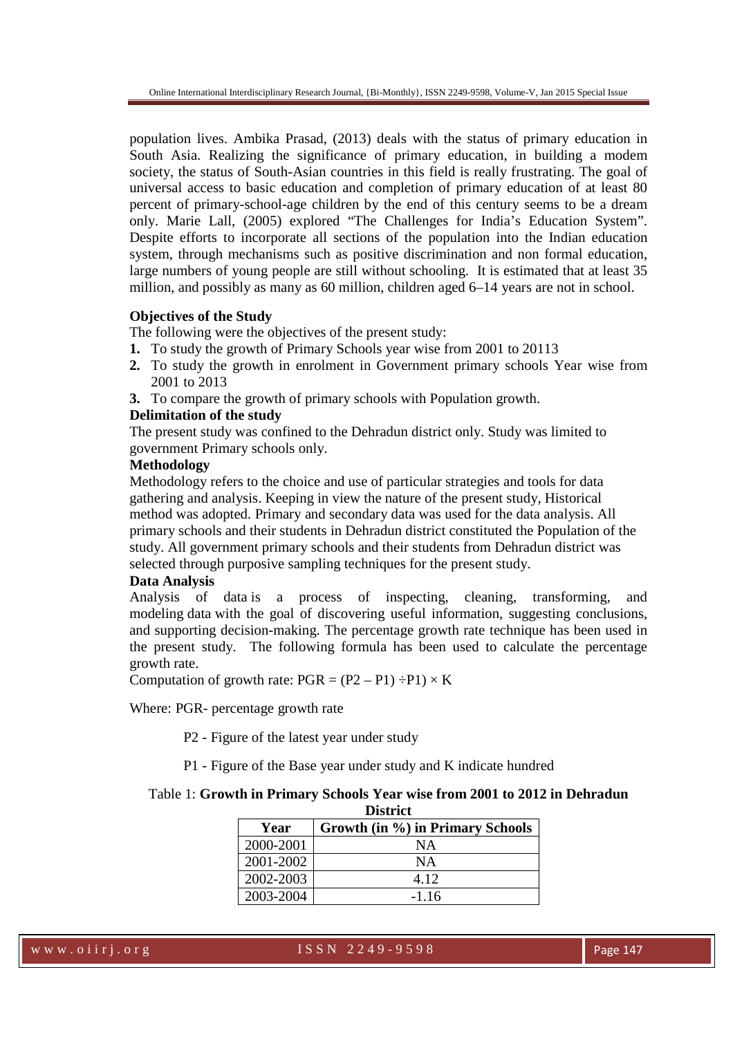population lives. Ambika Prasad, (2013) deals with the status of primary education in South Asia. Realizing the significance of primary education, in building a modem society, the status of South-Asian countries in this field is really frustrating. The goal of universal access to basic education and completion of primary education of at least 80 percent of primary-school-age children by the end of this century seems to be a dream only. Marie Lall, (2005) explored "The Challenges for India's Education System". Despite efforts to incorporate all sections of the population into the Indian education system, through mechanisms such as positive discrimination and non formal education, large numbers of young people are still without schooling. It is estimated that at least 35 million, and possibly as many as 60 million, children aged 6–14 years are not in school.

**Objectives of the Study**

The following were the objectives of the present study:

1. To study the growth of Primary Schools year wise from 2001 to 20113
2. To study the growth in enrolment in Government primary schools Year wise from 2001 to 2013
3. To compare the growth of primary schools with Population growth.

**Delimitation of the study**

The present study was confined to the Dehradun district only. Study was limited to government Primary schools only.

**Methodology**

Methodology refers to the choice and use of particular strategies and tools for data gathering and analysis. Keeping in view the nature of the present study, Historical method was adopted. Primary and secondary data was used for the data analysis. All primary schools and their students in Dehradun district constituted the Population of the study. All government primary schools and their students from Dehradun district was selected through purposive sampling techniques for the present study.

**Data Analysis**

Analysis of data is a process of inspecting, cleaning, transforming, and modeling data with the goal of discovering useful information, suggesting conclusions, and supporting decision-making. The percentage growth rate technique has been used in the present study. The following formula has been used to calculate the percentage growth rate.

Computation of growth rate: $PGR = (P2 - P1) \div P1) \times K$

Where: PGR- percentage growth rate

P2 - Figure of the latest year under study

P1 - Figure of the Base year under study and K indicate hundred

Table 1: **Growth in Primary Schools Year wise from 2001 to 2012 in Dehradun District**

| Year | Growth (in %) in Primary Schools |
|---|---|
| 2000-2001 | NA |
| 2001-2002 | NA |
| 2002-2003 | 4.12 |
| 2003-2004 | -1.16 |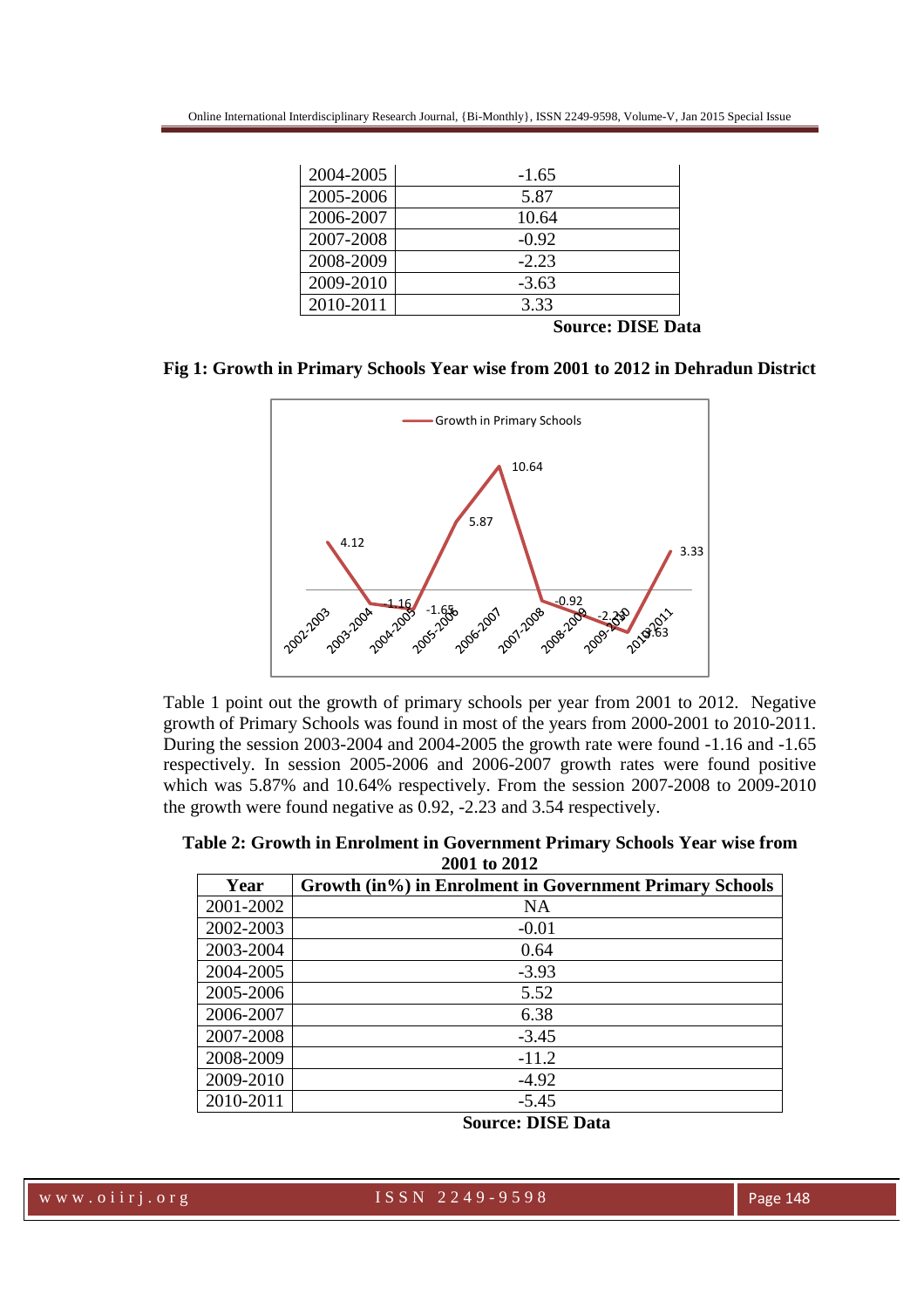| | |
|---|---|
| 2004-2005 | -1.65 |
| 2005-2006 | 5.87 |
| 2006-2007 | 10.64 |
| 2007-2008 | -0.92 |
| 2008-2009 | -2.23 |
| 2009-2010 | -3.63 |
| 2010-2011 | 3.33 |

**Source: DISE Data**

**Fig 1: Growth in Primary Schools Year wise from 2001 to 2012 in Dehradun District**

Table 1 point out the growth of primary schools per year from 2001 to 2012. Negative growth of Primary Schools was found in most of the years from 2000-2001 to 2010-2011. During the session 2003-2004 and 2004-2005 the growth rate were found -1.16 and -1.65 respectively. In session 2005-2006 and 2006-2007 growth rates were found positive which was 5.87% and 10.64% respectively. From the session 2007-2008 to 2009-2010 the growth were found negative as 0.92, -2.23 and 3.54 respectively.

**Table 2: Growth in Enrolment in Government Primary Schools Year wise from 2001 to 2012**

| Year | Growth (in%) in Enrolment in Government Primary Schools |
|---|---|
| 2001-2002 | NA |
| 2002-2003 | -0.01 |
| 2003-2004 | 0.64 |
| 2004-2005 | -3.93 |
| 2005-2006 | 5.52 |
| 2006-2007 | 6.38 |
| 2007-2008 | -3.45 |
| 2008-2009 | -11.2 |
| 2009-2010 | -4.92 |
| 2010-2011 | -5.45 |

**Source: DISE Data**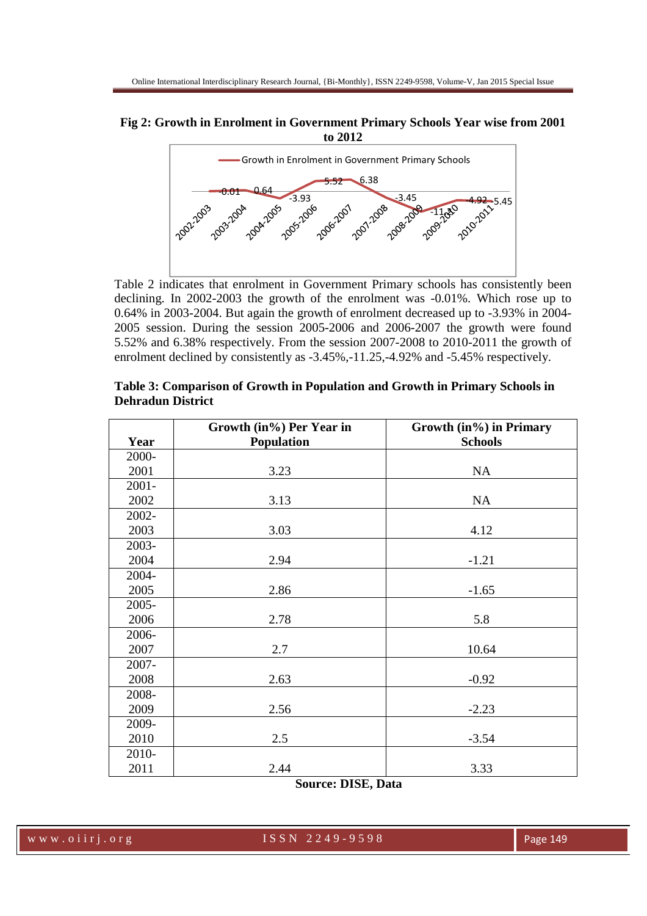**Fig 2: Growth in Enrolment in Government Primary Schools Year wise from 2001 to 2012**

Table 2 indicates that enrolment in Government Primary schools has consistently been declining. In 2002-2003 the growth of the enrolment was -0.01%. Which rose up to 0.64% in 2003-2004. But again the growth of enrolment decreased up to -3.93% in 2004-2005 session. During the session 2005-2006 and 2006-2007 the growth were found 5.52% and 6.38% respectively. From the session 2007-2008 to 2010-2011 the growth of enrolment declined by consistently as -3.45%,-11.25,-4.92% and -5.45% respectively.

**Table 3: Comparison of Growth in Population and Growth in Primary Schools in Dehradun District**

| Year | Growth (in%) Per Year in Population | Growth (in%) in Primary Schools |
|---|---|---|
| 2000-2001 | 3.23 | NA |
| 2001-2002 | 3.13 | NA |
| 2002-2003 | 3.03 | 4.12 |
| 2003-2004 | 2.94 | -1.21 |
| 2004-2005 | 2.86 | -1.65 |
| 2005-2006 | 2.78 | 5.8 |
| 2006-2007 | 2.7 | 10.64 |
| 2007-2008 | 2.63 | -0.92 |
| 2008-2009 | 2.56 | -2.23 |
| 2009-2010 | 2.5 | -3.54 |
| 2010-2011 | 2.44 | 3.33 |

**Source: DISE, Data**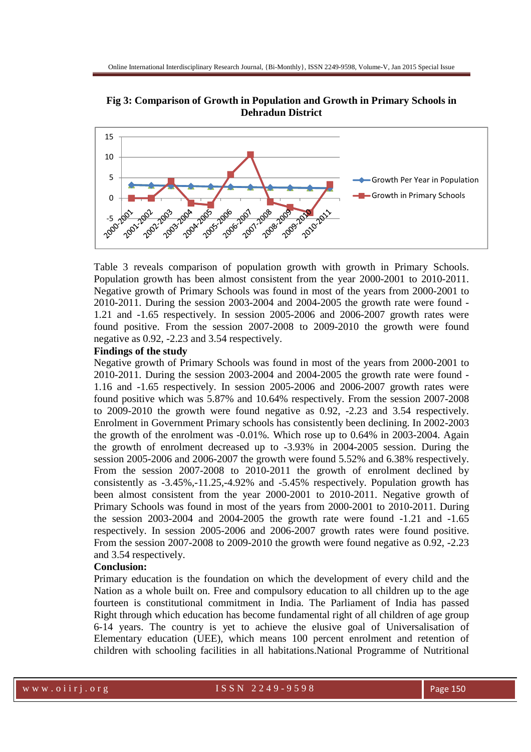**Fig 3: Comparison of Growth in Population and Growth in Primary Schools in Dehradun District**

Table 3 reveals comparison of population growth with growth in Primary Schools. Population growth has been almost consistent from the year 2000-2001 to 2010-2011. Negative growth of Primary Schools was found in most of the years from 2000-2001 to 2010-2011. During the session 2003-2004 and 2004-2005 the growth rate were found -1.21 and -1.65 respectively. In session 2005-2006 and 2006-2007 growth rates were found positive. From the session 2007-2008 to 2009-2010 the growth were found negative as 0.92, -2.23 and 3.54 respectively.

**Findings of the study**

Negative growth of Primary Schools was found in most of the years from 2000-2001 to 2010-2011. During the session 2003-2004 and 2004-2005 the growth rate were found -1.16 and -1.65 respectively. In session 2005-2006 and 2006-2007 growth rates were found positive which was 5.87% and 10.64% respectively. From the session 2007-2008 to 2009-2010 the growth were found negative as 0.92, -2.23 and 3.54 respectively. Enrolment in Government Primary schools has consistently been declining. In 2002-2003 the growth of the enrolment was -0.01%. Which rose up to 0.64% in 2003-2004. Again the growth of enrolment decreased up to -3.93% in 2004-2005 session. During the session 2005-2006 and 2006-2007 the growth were found 5.52% and 6.38% respectively. From the session 2007-2008 to 2010-2011 the growth of enrolment declined by consistently as -3.45%,-11.25,-4.92% and -5.45% respectively. Population growth has been almost consistent from the year 2000-2001 to 2010-2011. Negative growth of Primary Schools was found in most of the years from 2000-2001 to 2010-2011. During the session 2003-2004 and 2004-2005 the growth rate were found -1.21 and -1.65 respectively. In session 2005-2006 and 2006-2007 growth rates were found positive. From the session 2007-2008 to 2009-2010 the growth were found negative as 0.92, -2.23 and 3.54 respectively.

**Conclusion:**

Primary education is the foundation on which the development of every child and the Nation as a whole built on. Free and compulsory education to all children up to the age fourteen is constitutional commitment in India. The Parliament of India has passed Right through which education has become fundamental right of all children of age group 6-14 years. The country is yet to achieve the elusive goal of Universalisation of Elementary education (UEE), which means 100 percent enrolment and retention of children with schooling facilities in all habitations.National Programme of Nutritional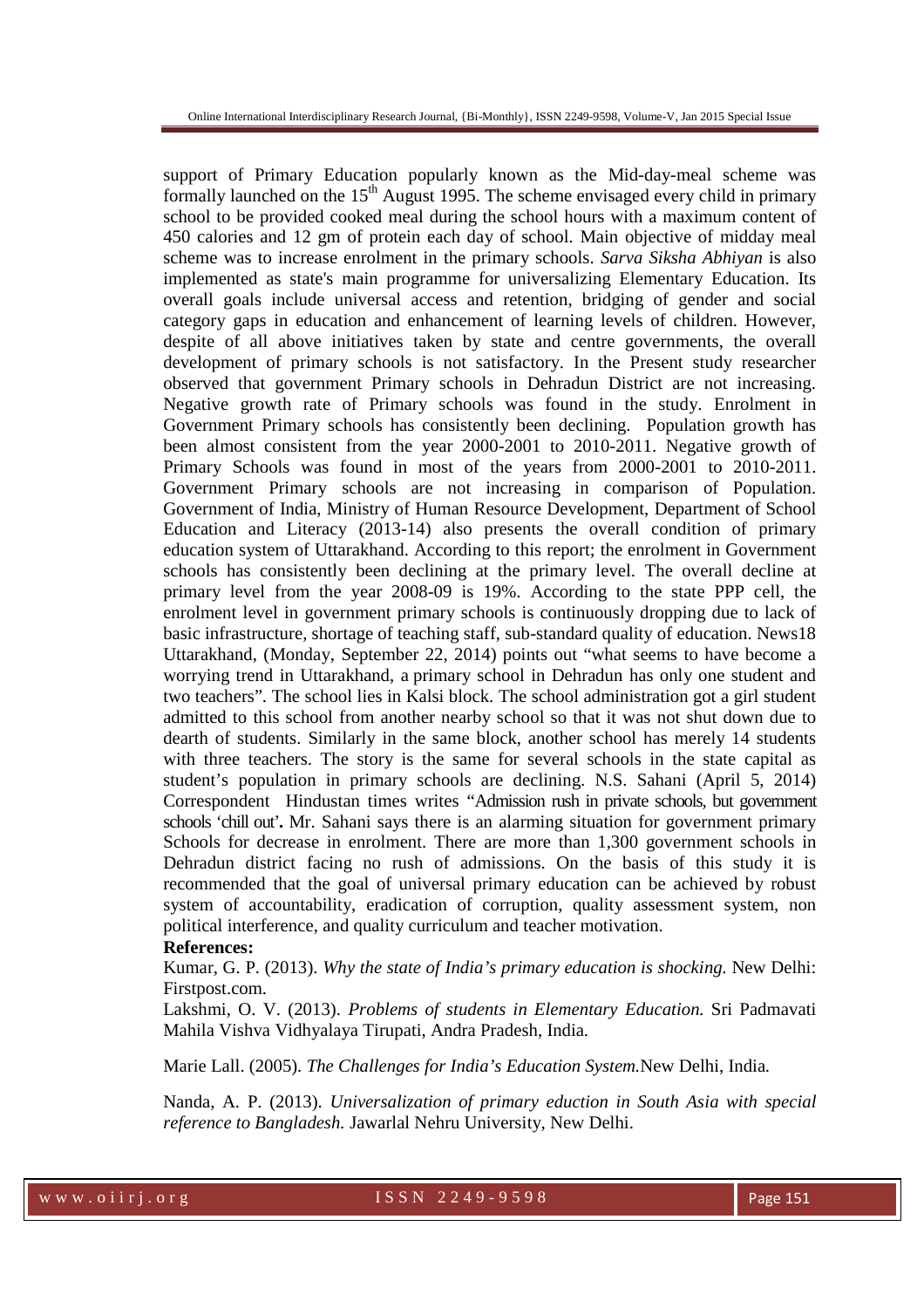support of Primary Education popularly known as the Mid-day-meal scheme was formally launched on the 15th August 1995. The scheme envisaged every child in primary school to be provided cooked meal during the school hours with a maximum content of 450 calories and 12 gm of protein each day of school. Main objective of midday meal scheme was to increase enrolment in the primary schools. *Sarva Siksha Abhiyan* is also implemented as state's main programme for universalizing Elementary Education. Its overall goals include universal access and retention, bridging of gender and social category gaps in education and enhancement of learning levels of children. However, despite of all above initiatives taken by state and centre governments, the overall development of primary schools is not satisfactory. In the Present study researcher observed that government Primary schools in Dehradun District are not increasing. Negative growth rate of Primary schools was found in the study. Enrolment in Government Primary schools has consistently been declining. Population growth has been almost consistent from the year 2000-2001 to 2010-2011. Negative growth of Primary Schools was found in most of the years from 2000-2001 to 2010-2011. Government Primary schools are not increasing in comparison of Population. Government of India, Ministry of Human Resource Development, Department of School Education and Literacy (2013-14) also presents the overall condition of primary education system of Uttarakhand. According to this report; the enrolment in Government schools has consistently been declining at the primary level. The overall decline at primary level from the year 2008-09 is 19%. According to the state PPP cell, the enrolment level in government primary schools is continuously dropping due to lack of basic infrastructure, shortage of teaching staff, sub-standard quality of education. News18 Uttarakhand, (Monday, September 22, 2014) points out "what seems to have become a worrying trend in Uttarakhand, a primary school in Dehradun has only one student and two teachers". The school lies in Kalsi block. The school administration got a girl student admitted to this school from another nearby school so that it was not shut down due to dearth of students. Similarly in the same block, another school has merely 14 students with three teachers. The story is the same for several schools in the state capital as student's population in primary schools are declining. N.S. Sahani (April 5, 2014) Correspondent Hindustan times writes "Admission rush in private schools, but government schools 'chill out'**.** Mr. Sahani says there is an alarming situation for government primary Schools for decrease in enrolment. There are more than 1,300 government schools in Dehradun district facing no rush of admissions. On the basis of this study it is recommended that the goal of universal primary education can be achieved by robust system of accountability, eradication of corruption, quality assessment system, non political interference, and quality curriculum and teacher motivation.

**References:**

Kumar, G. P. (2013). *Why the state of India's primary education is shocking.* New Delhi: Firstpost.com.

Lakshmi, O. V. (2013). *Problems of students in Elementary Education.* Sri Padmavati Mahila Vishva Vidhyalaya Tirupati, Andra Pradesh, India.

Marie Lall. (2005). *The Challenges for India's Education System.*New Delhi, India.

Nanda, A. P. (2013). *Universalization of primary eduction in South Asia with special reference to Bangladesh.* Jawarlal Nehru University, New Delhi.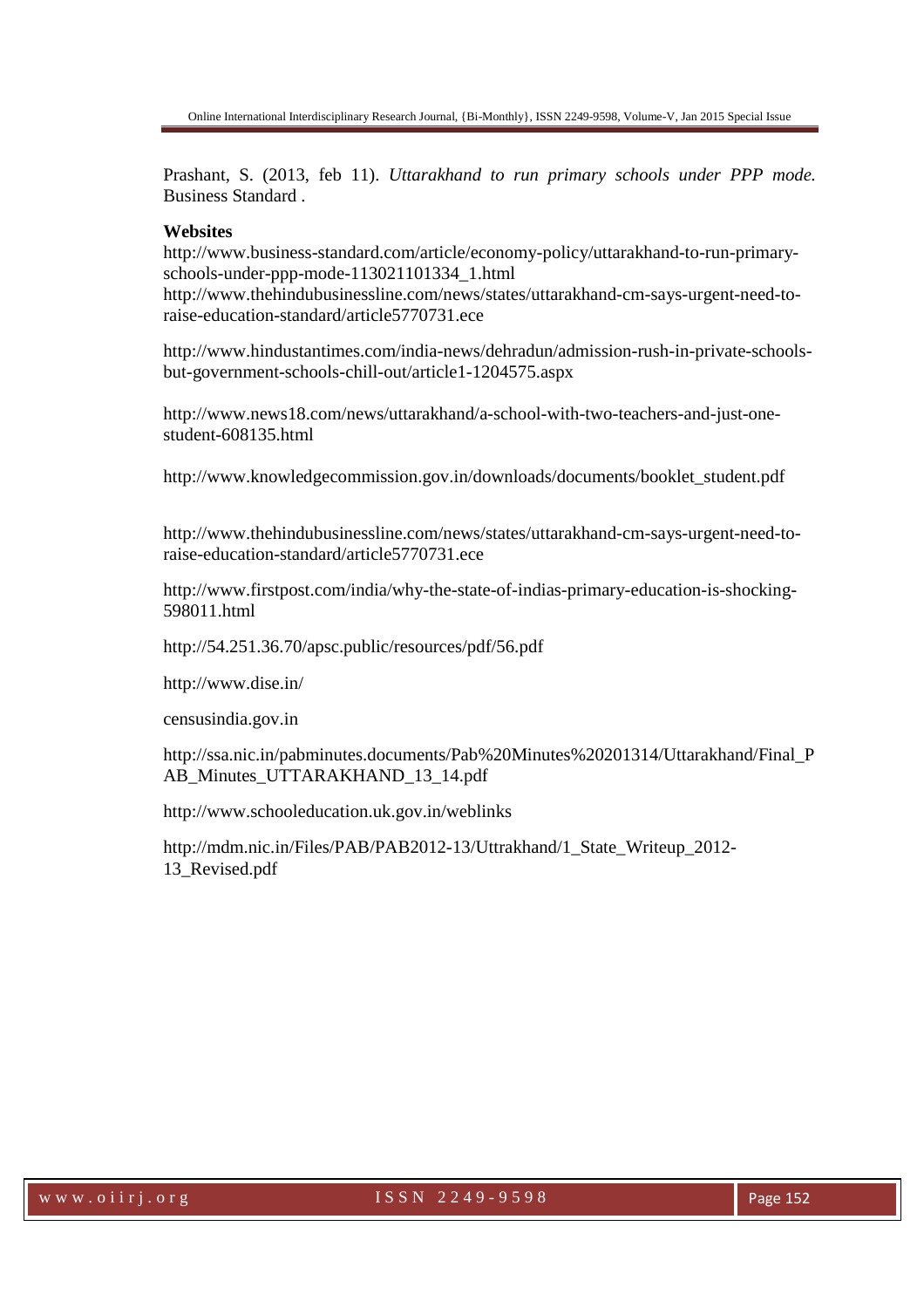Prashant, S. (2013, feb 11). *Uttarakhand to run primary schools under PPP mode.* Business Standard .

**Websites**

http://www.business-standard.com/article/economy-policy/uttarakhand-to-run-primary-schools-under-ppp-mode-113021101334_1.html

http://www.thehindubusinessline.com/news/states/uttarakhand-cm-says-urgent-need-to-raise-education-standard/article5770731.ece

http://www.hindustantimes.com/india-news/dehradun/admission-rush-in-private-schools-but-government-schools-chill-out/article1-1204575.aspx

http://www.news18.com/news/uttarakhand/a-school-with-two-teachers-and-just-one-student-608135.html

http://www.knowledgecommission.gov.in/downloads/documents/booklet_student.pdf

http://www.thehindubusinessline.com/news/states/uttarakhand-cm-says-urgent-need-to-raise-education-standard/article5770731.ece

http://www.firstpost.com/india/why-the-state-of-indias-primary-education-is-shocking-598011.html

http://54.251.36.70/apsc.public/resources/pdf/56.pdf

http://www.dise.in/

censusindia.gov.in

http://ssa.nic.in/pabminutes.documents/Pab%20Minutes%20201314/Uttarakhand/Final_PAB_Minutes_UTTARAKHAND_13_14.pdf

http://www.schooleducation.uk.gov.in/weblinks

http://mdm.nic.in/Files/PAB/PAB2012-13/Uttrakhand/1_State_Writeup_2012-13_Revised.pdf